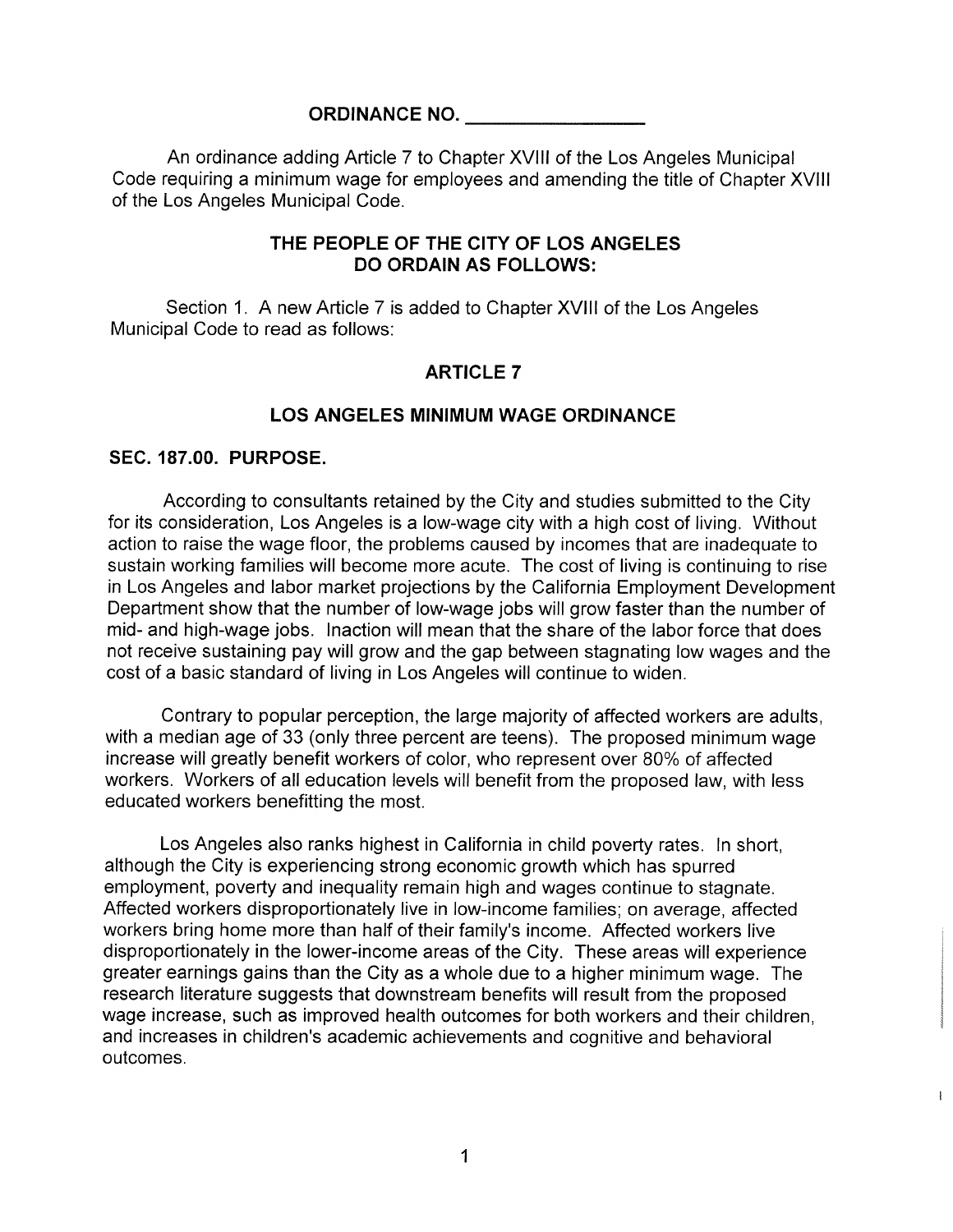**ORDINANCE NO. \_\_\_\_\_\_\_\_\_\_\_\_\_\_\_\_**

An ordinance adding Article 7 to Chapter XVIII of the Los Angeles Municipal Code requiring a minimum wage for employees and amending the title of Chapter XVIII of the Los Angeles Municipal Code.

**THE PEOPLE OF THE CITY OF LOS ANGELES DO ORDAIN AS FOLLOWS:**

Section 1. A new Article 7 is added to Chapter XVIII of the Los Angeles Municipal Code to read as follows:

## ARTICLE 7

## LOS ANGELES MINIMUM WAGE ORDINANCE

### SEC. 187.00. PURPOSE.

According to consultants retained by the City and studies submitted to the City for its consideration, Los Angeles is a low-wage city with a high cost of living. Without action to raise the wage floor, the problems caused by incomes that are inadequate to sustain working families will become more acute. The cost of living is continuing to rise in Los Angeles and labor market projections by the California Employment Development Department show that the number of low-wage jobs will grow faster than the number of mid- and high-wage jobs. Inaction will mean that the share of the labor force that does not receive sustaining pay will grow and the gap between stagnating low wages and the cost of a basic standard of living in Los Angeles will continue to widen.

Contrary to popular perception, the large majority of affected workers are adults, with a median age of 33 (only three percent are teens). The proposed minimum wage increase will greatly benefit workers of color, who represent over 80% of affected workers. Workers of all education levels will benefit from the proposed law, with less educated workers benefitting the most.

Los Angeles also ranks highest in California in child poverty rates. In short, although the City is experiencing strong economic growth which has spurred employment, poverty and inequality remain high and wages continue to stagnate. Affected workers disproportionately live in low-income families; on average, affected workers bring home more than half of their family's income. Affected workers live disproportionately in the lower-income areas of the City. These areas will experience greater earnings gains than the City as a whole due to a higher minimum wage. The research literature suggests that downstream benefits will result from the proposed wage increase, such as improved health outcomes for both workers and their children, and increases in children's academic achievements and cognitive and behavioral outcomes.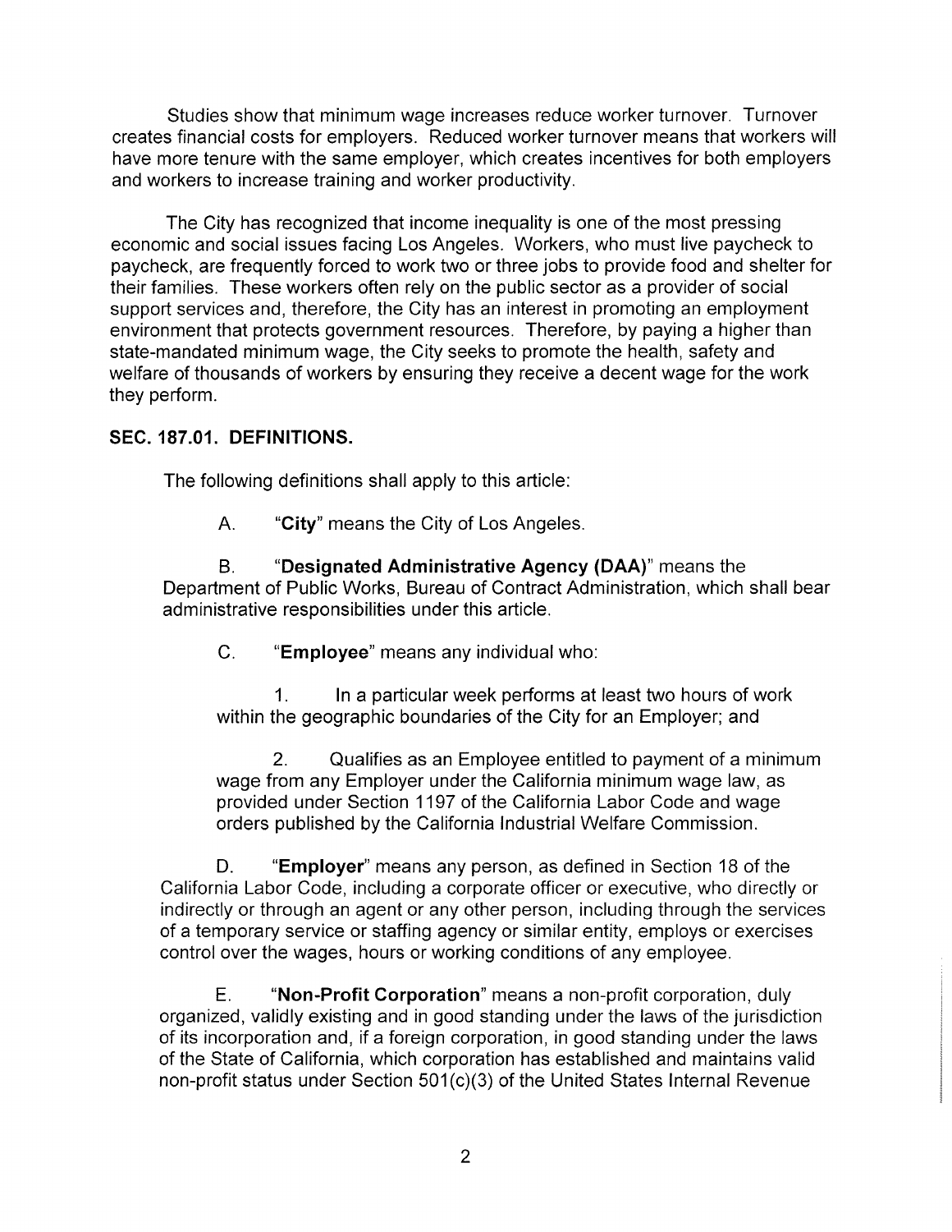Studies show that minimum wage increases reduce worker turnover. Turnover creates financial costs for employers. Reduced worker turnover means that workers will have more tenure with the same employer, which creates incentives for both employers and workers to increase training and worker productivity.

The City has recognized that income inequality is one of the most pressing economic and social issues facing Los Angeles. Workers, who must live paycheck to paycheck, are frequently forced to work two or three jobs to provide food and shelter for their families. These workers often rely on the public sector as a provider of social support services and, therefore, the City has an interest in promoting an employment environment that protects government resources. Therefore, by paying a higher than state-mandated minimum wage, the City seeks to promote the health, safety and welfare of thousands of workers by ensuring they receive a decent wage for the work they perform.

**SEC. 187.01. DEFINITIONS.**

The following definitions shall apply to this article:

A. "**City**" means the City of Los Angeles.

B. "**Designated Administrative Agency (DAA)**" means the Department of Public Works, Bureau of Contract Administration, which shall bear administrative responsibilities under this article.

C. "**Employee**" means any individual who:

1. In a particular week performs at least two hours of work within the geographic boundaries of the City for an Employer; and

2. Qualifies as an Employee entitled to payment of a minimum wage from any Employer under the California minimum wage law, as provided under Section 1197 of the California Labor Code and wage orders published by the California Industrial Welfare Commission.

D. "**Employer**" means any person, as defined in Section 18 of the California Labor Code, including a corporate officer or executive, who directly or indirectly or through an agent or any other person, including through the services of a temporary service or staffing agency or similar entity, employs or exercises control over the wages, hours or working conditions of any employee.

E. "**Non-Profit Corporation**" means a non-profit corporation, duly organized, validly existing and in good standing under the laws of the jurisdiction of its incorporation and, if a foreign corporation, in good standing under the laws of the State of California, which corporation has established and maintains valid non-profit status under Section 501(c)(3) of the United States Internal Revenue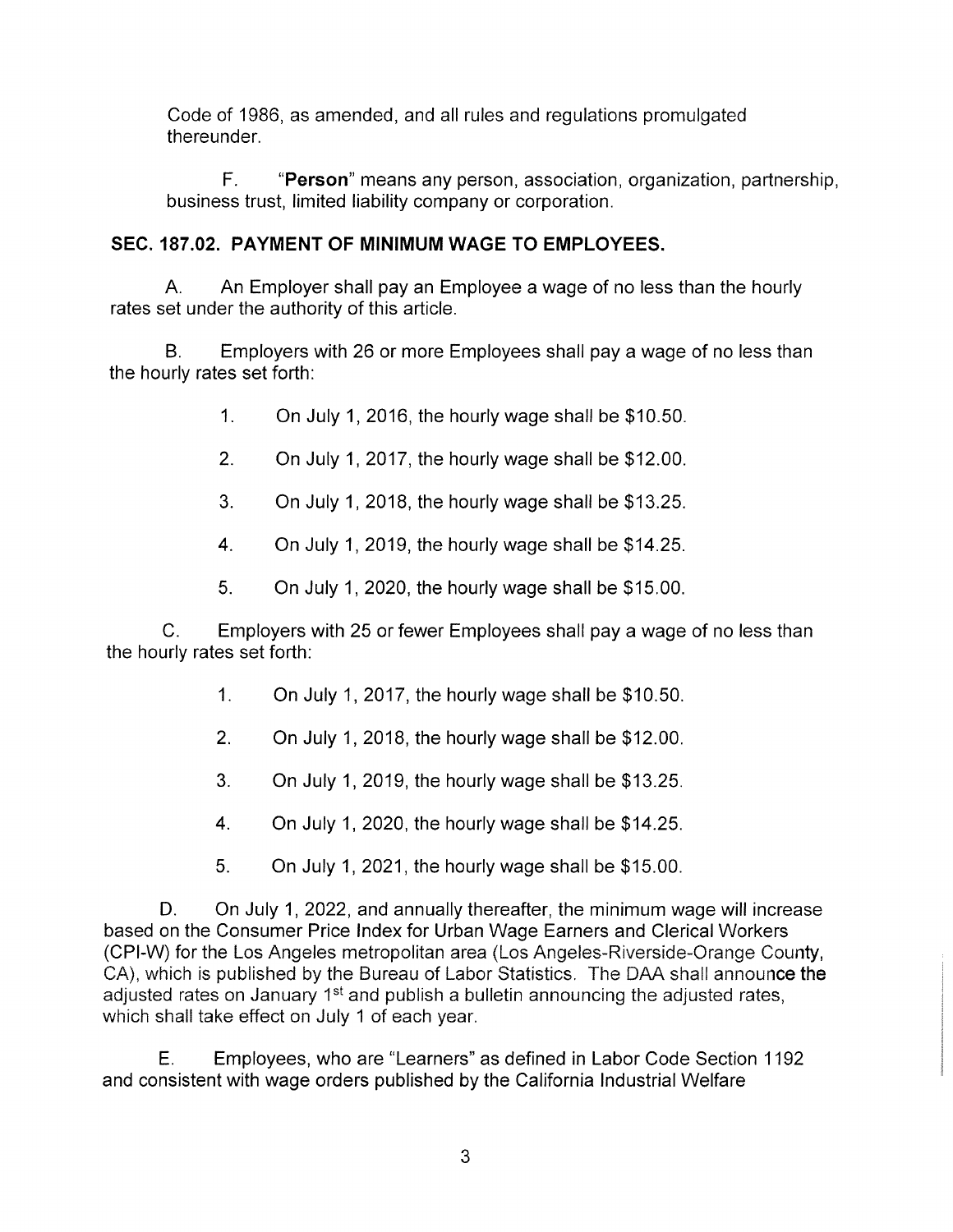Code of 1986, as amended, and all rules and regulations promulgated thereunder.

F. "**Person**" means any person, association, organization, partnership, business trust, limited liability company or corporation.

### SEC. 187.02. PAYMENT OF MINIMUM WAGE TO EMPLOYEES.

A. An Employer shall pay an Employee a wage of no less than the hourly rates set under the authority of this article.

B. Employers with 26 or more Employees shall pay a wage of no less than the hourly rates set forth:

1. On July 1, 2016, the hourly wage shall be $10.50.
2. On July 1, 2017, the hourly wage shall be $12.00.
3. On July 1, 2018, the hourly wage shall be $13.25.
4. On July 1, 2019, the hourly wage shall be $14.25.
5. On July 1, 2020, the hourly wage shall be $15.00.

C. Employers with 25 or fewer Employees shall pay a wage of no less than the hourly rates set forth:

1. On July 1, 2017, the hourly wage shall be $10.50.
2. On July 1, 2018, the hourly wage shall be $12.00.
3. On July 1, 2019, the hourly wage shall be $13.25.
4. On July 1, 2020, the hourly wage shall be $14.25.
5. On July 1, 2021, the hourly wage shall be $15.00.

D. On July 1, 2022, and annually thereafter, the minimum wage will increase based on the Consumer Price Index for Urban Wage Earners and Clerical Workers (CPI-W) for the Los Angeles metropolitan area (Los Angeles-Riverside-Orange County, CA), which is published by the Bureau of Labor Statistics. The DAA shall announce the adjusted rates on January 1st and publish a bulletin announcing the adjusted rates, which shall take effect on July 1 of each year.

E. Employees, who are "Learners" as defined in Labor Code Section 1192 and consistent with wage orders published by the California Industrial Welfare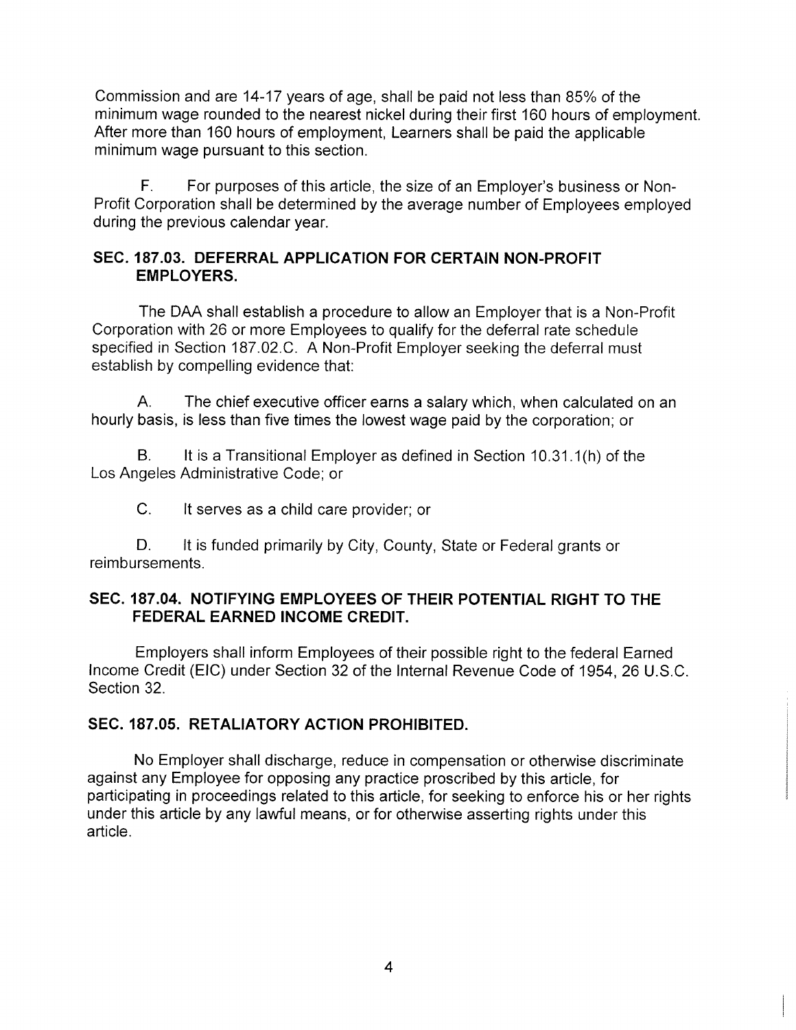Commission and are 14-17 years of age, shall be paid not less than 85% of the minimum wage rounded to the nearest nickel during their first 160 hours of employment. After more than 160 hours of employment, Learners shall be paid the applicable minimum wage pursuant to this section.

F. For purposes of this article, the size of an Employer's business or Non-Profit Corporation shall be determined by the average number of Employees employed during the previous calendar year.

### SEC. 187.03. DEFERRAL APPLICATION FOR CERTAIN NON-PROFIT EMPLOYERS.

The DAA shall establish a procedure to allow an Employer that is a Non-Profit Corporation with 26 or more Employees to qualify for the deferral rate schedule specified in Section 187.02.C. A Non-Profit Employer seeking the deferral must establish by compelling evidence that:

A. The chief executive officer earns a salary which, when calculated on an hourly basis, is less than five times the lowest wage paid by the corporation; or

B. It is a Transitional Employer as defined in Section 10.31.1(h) of the Los Angeles Administrative Code; or

C. It serves as a child care provider; or

D. It is funded primarily by City, County, State or Federal grants or reimbursements.

### SEC. 187.04. NOTIFYING EMPLOYEES OF THEIR POTENTIAL RIGHT TO THE FEDERAL EARNED INCOME CREDIT.

Employers shall inform Employees of their possible right to the federal Earned Income Credit (EIC) under Section 32 of the Internal Revenue Code of 1954, 26 U.S.C. Section 32.

### SEC. 187.05. RETALIATORY ACTION PROHIBITED.

No Employer shall discharge, reduce in compensation or otherwise discriminate against any Employee for opposing any practice proscribed by this article, for participating in proceedings related to this article, for seeking to enforce his or her rights under this article by any lawful means, or for otherwise asserting rights under this article.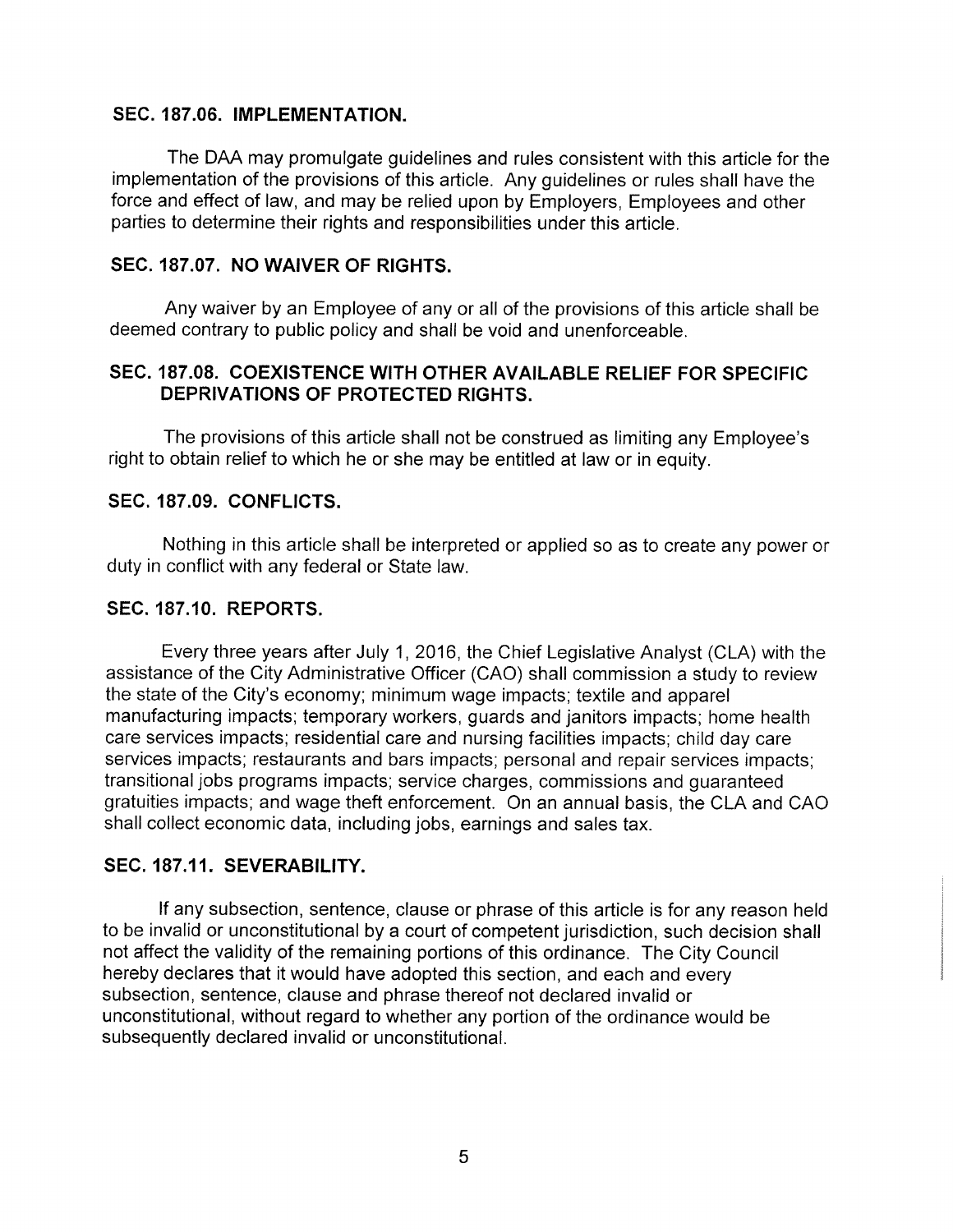### SEC. 187.06. IMPLEMENTATION.

The DAA may promulgate guidelines and rules consistent with this article for the implementation of the provisions of this article. Any guidelines or rules shall have the force and effect of law, and may be relied upon by Employers, Employees and other parties to determine their rights and responsibilities under this article.

### SEC. 187.07. NO WAIVER OF RIGHTS.

Any waiver by an Employee of any or all of the provisions of this article shall be deemed contrary to public policy and shall be void and unenforceable.

### SEC. 187.08. COEXISTENCE WITH OTHER AVAILABLE RELIEF FOR SPECIFIC DEPRIVATIONS OF PROTECTED RIGHTS.

The provisions of this article shall not be construed as limiting any Employee's right to obtain relief to which he or she may be entitled at law or in equity.

### SEC. 187.09. CONFLICTS.

Nothing in this article shall be interpreted or applied so as to create any power or duty in conflict with any federal or State law.

### SEC. 187.10. REPORTS.

Every three years after July 1, 2016, the Chief Legislative Analyst (CLA) with the assistance of the City Administrative Officer (CAO) shall commission a study to review the state of the City's economy; minimum wage impacts; textile and apparel manufacturing impacts; temporary workers, guards and janitors impacts; home health care services impacts; residential care and nursing facilities impacts; child day care services impacts; restaurants and bars impacts; personal and repair services impacts; transitional jobs programs impacts; service charges, commissions and guaranteed gratuities impacts; and wage theft enforcement. On an annual basis, the CLA and CAO shall collect economic data, including jobs, earnings and sales tax.

### SEC. 187.11. SEVERABILITY.

If any subsection, sentence, clause or phrase of this article is for any reason held to be invalid or unconstitutional by a court of competent jurisdiction, such decision shall not affect the validity of the remaining portions of this ordinance. The City Council hereby declares that it would have adopted this section, and each and every subsection, sentence, clause and phrase thereof not declared invalid or unconstitutional, without regard to whether any portion of the ordinance would be subsequently declared invalid or unconstitutional.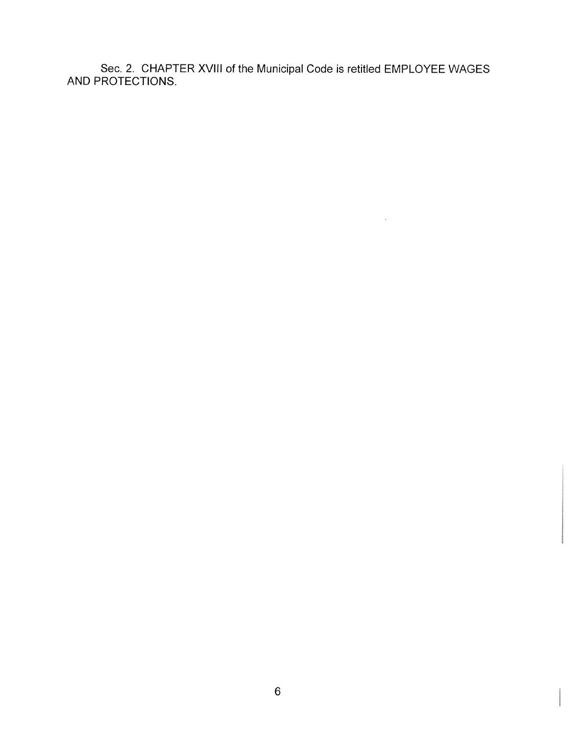Sec. 2. CHAPTER XVIII of the Municipal Code is retitled EMPLOYEE WAGES AND PROTECTIONS.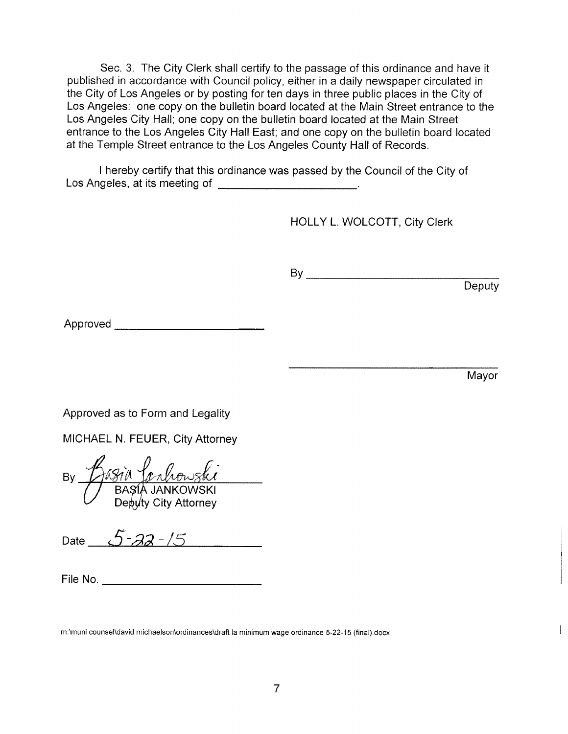Sec. 3. The City Clerk shall certify to the passage of this ordinance and have it published in accordance with Council policy, either in a daily newspaper circulated in the City of Los Angeles or by posting for ten days in three public places in the City of Los Angeles: one copy on the bulletin board located at the Main Street entrance to the Los Angeles City Hall; one copy on the bulletin board located at the Main Street entrance to the Los Angeles City Hall East; and one copy on the bulletin board located at the Temple Street entrance to the Los Angeles County Hall of Records.

I hereby certify that this ordinance was passed by the Council of the City of Los Angeles, at its meeting of ______________________.

HOLLY L. WOLCOTT, City Clerk

By ______________________________
Deputy

Approved ______________________

______________________________
Mayor

Approved as to Form and Legality

MICHAEL N. FEUER, City Attorney

By *Basia Jankowski*
BASIA JANKOWSKI
Deputy City Attorney

Date *5-22-15*

File No. ______________________

m:\muni counsel\david michaelson\ordinances\draft la minimum wage ordinance 5-22-15 (final).docx